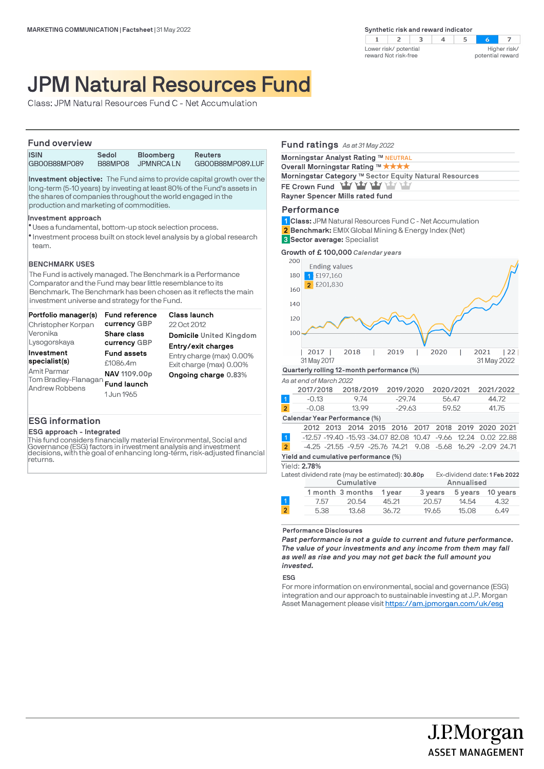MARKETING COMMUNICATION | Factsheet | 31 May 2022

**Synthetic risk and reward indicator**

| 1 | 2 | 3 | 4 | 5 | 6 | 7 |
|---|---|---|---|---|---|---|

Lower risk/ potential reward Not risk-free — Higher risk/ potential reward

# JPM Natural Resources Fund

Class: JPM Natural Resources Fund C - Net Accumulation

## Fund overview

| ISIN | Sedol | Bloomberg | Reuters |
|---|---|---|---|
| GB00B88MP089 | B88MP08 | JPMNRCA LN | GB00B88MP089.LUF |

**Investment objective:** The Fund aims to provide capital growth over the long-term (5-10 years) by investing at least 80% of the Fund's assets in the shares of companies throughout the world engaged in the production and marketing of commodities.

**Investment approach**

- Uses a fundamental, bottom-up stock selection process.
- Investment process built on stock level analysis by a global research team.

**BENCHMARK USES**

The Fund is actively managed. The Benchmark is a Performance Comparator and the Fund may bear little resemblance to its Benchmark. The Benchmark has been chosen as it reflects the main investment universe and strategy for the Fund.

**Portfolio manager(s)**
Christopher Korpan
Veronika Lysogorskaya

**Investment specialist(s)**
Amit Parmar
Tom Bradley-Flanagan
Andrew Robbens

**Fund reference currency** GBP
**Share class currency** GBP
**Fund assets**
£1086.4m
**NAV** 1109.00p
**Fund launch**
1 Jun 1965

**Class launch**
22 Oct 2012
**Domicile** United Kingdom
**Entry/exit charges**
Entry charge (max) 0.00%
Exit charge (max) 0.00%
**Ongoing charge** 0.83%

## ESG information

**ESG approach - Integrated**

This fund considers financially material Environmental, Social and Governance (ESG) factors in investment analysis and investment decisions, with the goal of enhancing long-term, risk-adjusted financial returns.

## Fund ratings *As at 31 May 2022*

**Morningstar Analyst Rating ™** NEUTRAL
**Overall Morningstar Rating ™** ★★★★
**Morningstar Category ™** Sector Equity Natural Resources
**FE Crown Fund**
**Rayner Spencer Mills rated fund**

## Performance

**1** **Class:** JPM Natural Resources Fund C - Net Accumulation
**2** **Benchmark:** EMIX Global Mining & Energy Index (Net)
**3** **Sector average:** Specialist

**Growth of £ 100,000** *Calendar years*

Ending values
1 £197,160
2 £201,830

31 May 2017 — 31 May 2022

**Quarterly rolling 12-month performance (%)**

*As at end of March 2022*

| | 2017/2018 | 2018/2019 | 2019/2020 | 2020/2021 | 2021/2022 |
|---|---|---|---|---|---|
| 1 | -0.13 | 9.74 | -29.74 | 56.47 | 44.72 |
| 2 | -0.08 | 13.99 | -29.63 | 59.52 | 41.75 |

**Calendar Year Performance (%)**

| | 2012 | 2013 | 2014 | 2015 | 2016 | 2017 | 2018 | 2019 | 2020 | 2021 |
|---|---|---|---|---|---|---|---|---|---|---|
| 1 | -12.57 | -19.40 | -15.93 | -34.07 | 82.08 | 10.47 | -9.66 | 12.24 | 0.02 | 22.88 |
| 2 | -4.25 | -21.55 | -9.59 | -25.76 | 74.21 | 9.08 | -5.68 | 16.29 | -2.09 | 24.71 |

**Yield and cumulative performance (%)**

Yield: **2.78%**

Latest dividend rate (may be estimated): **30.80p** Ex-dividend date: **1 Feb 2022**

| | Cumulative | | | Annualised | | |
|---|---|---|---|---|---|---|
| | 1 month | 3 months | 1 year | 3 years | 5 years | 10 years |
| 1 | 7.57 | 20.54 | 45.21 | 20.57 | 14.54 | 4.32 |
| 2 | 5.38 | 13.68 | 36.72 | 19.65 | 15.08 | 6.49 |

**Performance Disclosures**

***Past performance is not a guide to current and future performance. The value of your investments and any income from them may fall as well as rise and you may not get back the full amount you invested.***

**ESG**

For more information on environmental, social and governance (ESG) integration and our approach to sustainable investing at J.P. Morgan Asset Management please visit https://am.jpmorgan.com/uk/esg

J.P.Morgan ASSET MANAGEMENT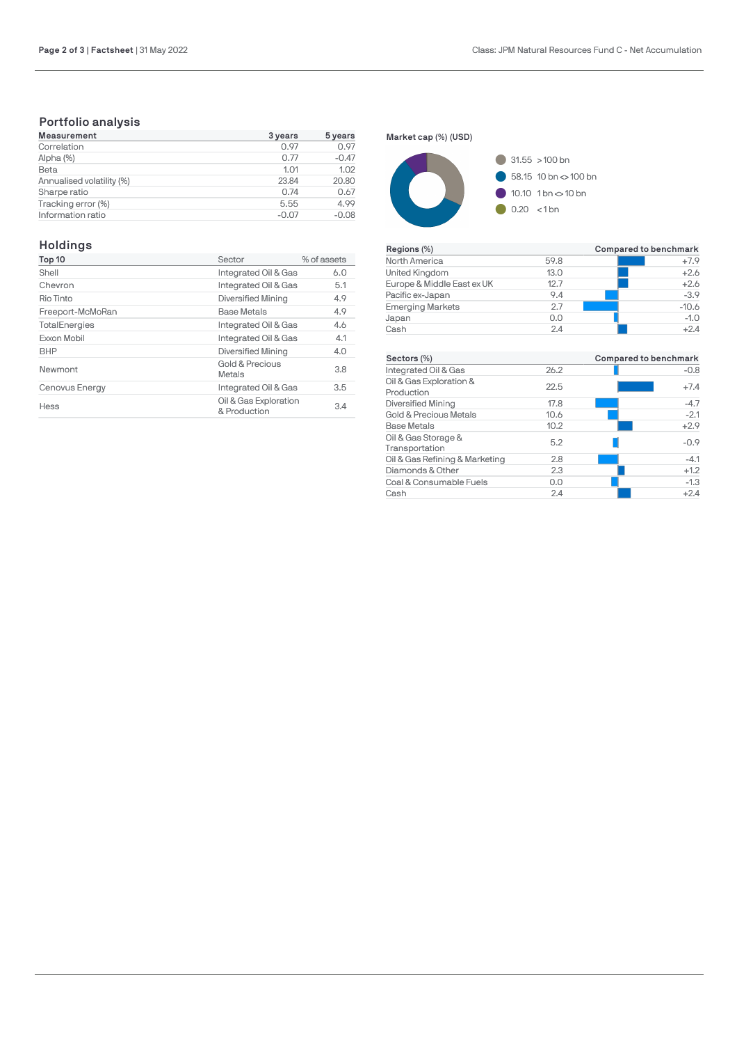## Portfolio analysis

| Measurement | 3 years | 5 years |
|---|---|---|
| Correlation | 0.97 | 0.97 |
| Alpha (%) | 0.77 | -0.47 |
| Beta | 1.01 | 1.02 |
| Annualised volatility (%) | 23.84 | 20.80 |
| Sharpe ratio | 0.74 | 0.67 |
| Tracking error (%) | 5.55 | 4.99 |
| Information ratio | -0.07 | -0.08 |

## Holdings

| Top 10 | Sector | % of assets |
|---|---|---|
| Shell | Integrated Oil & Gas | 6.0 |
| Chevron | Integrated Oil & Gas | 5.1 |
| Rio Tinto | Diversified Mining | 4.9 |
| Freeport-McMoRan | Base Metals | 4.9 |
| TotalEnergies | Integrated Oil & Gas | 4.6 |
| Exxon Mobil | Integrated Oil & Gas | 4.1 |
| BHP | Diversified Mining | 4.0 |
| Newmont | Gold & Precious Metals | 3.8 |
| Cenovus Energy | Integrated Oil & Gas | 3.5 |
| Hess | Oil & Gas Exploration & Production | 3.4 |

**Market cap (%) (USD)**

- 31.55 > 100 bn
- 58.15 10 bn <> 100 bn
- 10.10 1 bn <> 10 bn
- 0.20 < 1 bn

| Regions (%) | | Compared to benchmark |
|---|---|---|
| North America | 59.8 | +7.9 |
| United Kingdom | 13.0 | +2.6 |
| Europe & Middle East ex UK | 12.7 | +2.6 |
| Pacific ex-Japan | 9.4 | -3.9 |
| Emerging Markets | 2.7 | -10.6 |
| Japan | 0.0 | -1.0 |
| Cash | 2.4 | +2.4 |

| Sectors (%) | | Compared to benchmark |
|---|---|---|
| Integrated Oil & Gas | 26.2 | -0.8 |
| Oil & Gas Exploration & Production | 22.5 | +7.4 |
| Diversified Mining | 17.8 | -4.7 |
| Gold & Precious Metals | 10.6 | -2.1 |
| Base Metals | 10.2 | +2.9 |
| Oil & Gas Storage & Transportation | 5.2 | -0.9 |
| Oil & Gas Refining & Marketing | 2.8 | -4.1 |
| Diamonds & Other | 2.3 | +1.2 |
| Coal & Consumable Fuels | 0.0 | -1.3 |
| Cash | 2.4 | +2.4 |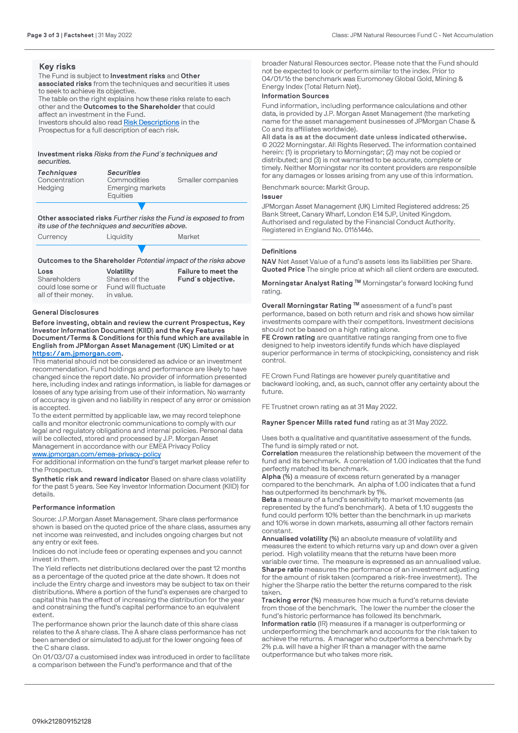## Key risks

The Fund is subject to **Investment risks** and **Other associated risks** from the techniques and securities it uses to seek to achieve its objective.

The table on the right explains how these risks relate to each other and the **Outcomes to the Shareholder** that could affect an investment in the Fund.

Investors should also read Risk Descriptions in the Prospectus for a full description of each risk.

**Investment risks** *Risks from the Fund´s techniques and securities.*

| *Techniques* | *Securities* | |
|---|---|---|
| Concentration | Commodities | Smaller companies |
| Hedging | Emerging markets | |
| | Equities | |

▼

**Other associated risks** *Further risks the Fund is exposed to from its use of the techniques and securities above.*

| | | |
|---|---|---|
| Currency | Liquidity | Market |

▼

**Outcomes to the Shareholder** *Potential impact of the risks above*

| **Loss** | **Volatility** | **Failure to meet the Fund´s objective.** |
|---|---|---|
| Shareholders could lose some or all of their money. | Shares of the Fund will fluctuate in value. | |

### General Disclosures

**Before investing, obtain and review the current Prospectus, Key Investor Information Document (KIID) and the Key Features Document/Terms & Conditions for this fund which are available in English from JPMorgan Asset Management (UK) Limited or at https://am.jpmorgan.com.**

This material should not be considered as advice or an investment recommendation. Fund holdings and performance are likely to have changed since the report date. No provider of information presented here, including index and ratings information, is liable for damages or losses of any type arising from use of their information. No warranty of accuracy is given and no liability in respect of any error or omission is accepted.

To the extent permitted by applicable law, we may record telephone calls and monitor electronic communications to comply with our legal and regulatory obligations and internal policies. Personal data will be collected, stored and processed by J.P. Morgan Asset Management in accordance with our EMEA Privacy Policy www.jpmorgan.com/emea-privacy-policy

For additional information on the fund's target market please refer to the Prospectus.

**Synthetic risk and reward indicator** Based on share class volatility for the past 5 years. See Key Investor Information Document (KIID) for details.

### Performance information

Source: J.P.Morgan Asset Management. Share class performance shown is based on the quoted price of the share class, assumes any net income was reinvested, and includes ongoing charges but not any entry or exit fees.

Indices do not include fees or operating expenses and you cannot invest in them.

The Yield reflects net distributions declared over the past 12 months as a percentage of the quoted price at the date shown. It does not include the Entry charge and investors may be subject to tax on their distributions. Where a portion of the fund's expenses are charged to capital this has the effect of increasing the distribution for the year and constraining the fund's capital performance to an equivalent extent.

The performance shown prior the launch date of this share class relates to the A share class. The A share class performance has not been amended or simulated to adjust for the lower ongoing fees of the C share class.

On 01/03/07 a customised index was introduced in order to facilitate a comparison between the Fund's performance and that of the broader Natural Resources sector. Please note that the Fund should not be expected to look or perform similar to the index. Prior to 04/01/16 the benchmark was Euromoney Global Gold, Mining & Energy Index (Total Return Net).

### Information Sources

Fund information, including performance calculations and other data, is provided by J.P. Morgan Asset Management (the marketing name for the asset management businesses of JPMorgan Chase & Co and its affiliates worldwide).

**All data is as at the document date unless indicated otherwise.**

© 2022 Morningstar. All Rights Reserved. The information contained herein: (1) is proprietary to Morningstar; (2) may not be copied or distributed; and (3) is not warranted to be accurate, complete or timely. Neither Morningstar nor its content providers are responsible for any damages or losses arising from any use of this information.

Benchmark source: Markit Group.

### Issuer

JPMorgan Asset Management (UK) Limited Registered address: 25 Bank Street, Canary Wharf, London E14 5JP, United Kingdom. Authorised and regulated by the Financial Conduct Authority. Registered in England No. 01161446.

### Definitions

**NAV** Net Asset Value of a fund's assets less its liabilities per Share.
**Quoted Price** The single price at which all client orders are executed.

**Morningstar Analyst Rating ™** Morningstar's forward looking fund rating.

**Overall Morningstar Rating ™** assessment of a fund's past performance, based on both return and risk and shows how similar investments compare with their competitors. Investment decisions should not be based on a high rating alone.

**FE Crown rating** are quantitative ratings ranging from one to five designed to help investors identify funds which have displayed superior performance in terms of stockpicking, consistency and risk control.

FE Crown Fund Ratings are however purely quantitative and backward looking, and, as such, cannot offer any certainty about the future.

FE Trustnet crown rating as at 31 May 2022.

**Rayner Spencer Mills rated fund** rating as at 31 May 2022.

Uses both a qualitative and quantitative assessment of the funds. The fund is simply rated or not.

**Correlation** measures the relationship between the movement of the fund and its benchmark. A correlation of 1.00 indicates that the fund perfectly matched its benchmark.

**Alpha (%)** a measure of excess return generated by a manager compared to the benchmark. An alpha of 1.00 indicates that a fund has outperformed its benchmark by 1%.

**Beta** a measure of a fund's sensitivity to market movements (as represented by the fund's benchmark). A beta of 1.10 suggests the fund could perform 10% better than the benchmark in up markets and 10% worse in down markets, assuming all other factors remain constant.

**Annualised volatility (%)** an absolute measure of volatility and measures the extent to which returns vary up and down over a given period. High volatility means that the returns have been more variable over time. The measure is expressed as an annualised value.

**Sharpe ratio** measures the performance of an investment adjusting for the amount of risk taken (compared a risk-free investment). The higher the Sharpe ratio the better the returns compared to the risk taken.

**Tracking error (%)** measures how much a fund's returns deviate from those of the benchmark. The lower the number the closer the fund's historic performance has followed its benchmark.

**Information ratio** (IR) measures if a manager is outperforming or underperforming the benchmark and accounts for the risk taken to achieve the returns. A manager who outperforms a benchmark by 2% p.a. will have a higher IR than a manager with the same outperformance but who takes more risk.

09kk212809152128